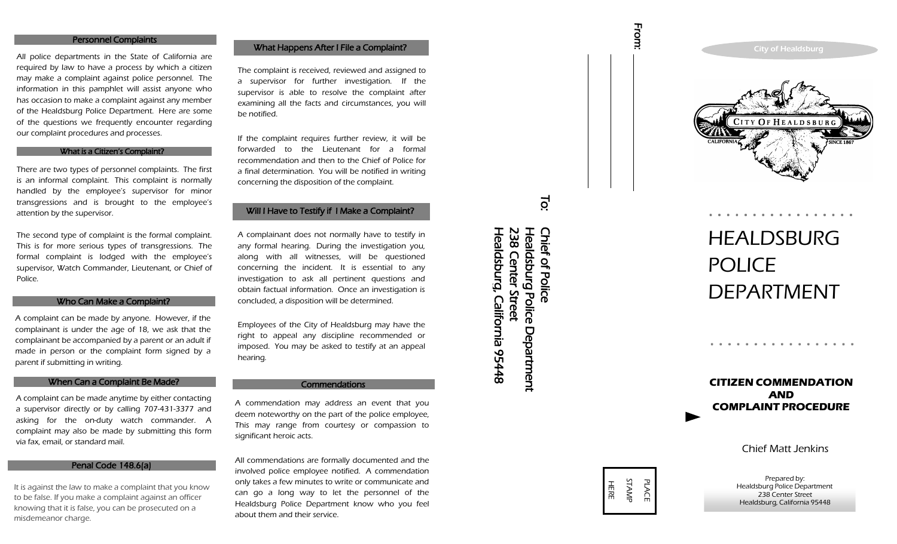## Personnel Complaints

All police departments in the State of California are required by law to have a process by which a citizen may make a complaint against police personnel. The information in this pamphlet will assist anyone who has occasion to make a complaint against any member of the Healdsburg Police Department. Here are some of the questions we frequently encounter regarding our complaint procedures and processes.

### What is a Citizen's Complaint?

There are two types of personnel complaints. The first is an informal complaint. This complaint is normally handled by the employee's supervisor for minor transgressions and is brought to the employee's attention by the supervisor.

The second type of complaint is the formal complaint. This is for more serious types of transgressions. The formal complaint is lodged with the employee's supervisor, Watch Commander, Lieutenant, or Chief of Police.

### Who Can Make a Complaint?

A complaint can be made by anyone. However, if the complainant is under the age of 18, we ask that the complainant be accompanied by a parent or an adult if made in person or the complaint form signed by a parent if submitting in writing.

### When Can a Complaint Be Made?

A complaint can be made anytime by either contacting a supervisor directly or by calling 707-431-3377 and asking for the on-duty watch commander. A complaint may also be made by submitting this form via fax, email, or standard mail.

### Penal Code 148.6(a)

It is against the law to make a complaint that you know to be false. If you make a complaint against an officer knowing that it is false, you can be prosecuted on a misdemeanor charge.

### What Happens After I File a Complaint?

The complaint is received, reviewed and assigned to a supervisor for further investigation. If the supervisor is able to resolve the complaint after examining all the facts and circumstances, you will be notified.

If the complaint requires further review, it will be forwarded to the Lieutenant for a formal recommendation and then to the Chief of Police for a final determination. You will be notified in writing concerning the disposition of the complaint.

### Will I Have to Testify if I Make a Complaint?

A complainant does not normally have to testify in any formal hearing. During the investigation you, along with all witnesses, will be questioned concerning the incident. It is essential to any investigation to ask all pertinent questions and obtain factual information. Once an investigation is concluded, a disposition will be determined.

Employees of the City of Healdsburg may have the right to appeal any discipline recommended or imposed. You may be asked to testify at an appeal hearing.

### Commendations

A commendation may address an event that you deem noteworthy on the part of the police employee, This may range from courtesy or compassion to significant heroic acts.

All commendations are formally documented and the involved police employee notified. A commendation only takes a few minutes to write or communicate and can go a long way to let the personnel of the Healdsburg Police Department know who you feel about them and their service.

From: ____________________

To:

**Chief of Police**
**Healdsburg Police Department**
**238 Center Street**
**Healdsburg, California 95448**

PLACE
STAMP
HERE

City of Healdsburg

# HEALDSBURG POLICE DEPARTMENT

## CITIZEN COMMENDATION AND COMPLAINT PROCEDURE

Chief Matt Jenkins

Prepared by:
Healdsburg Police Department
238 Center Street
Healdsburg, California 95448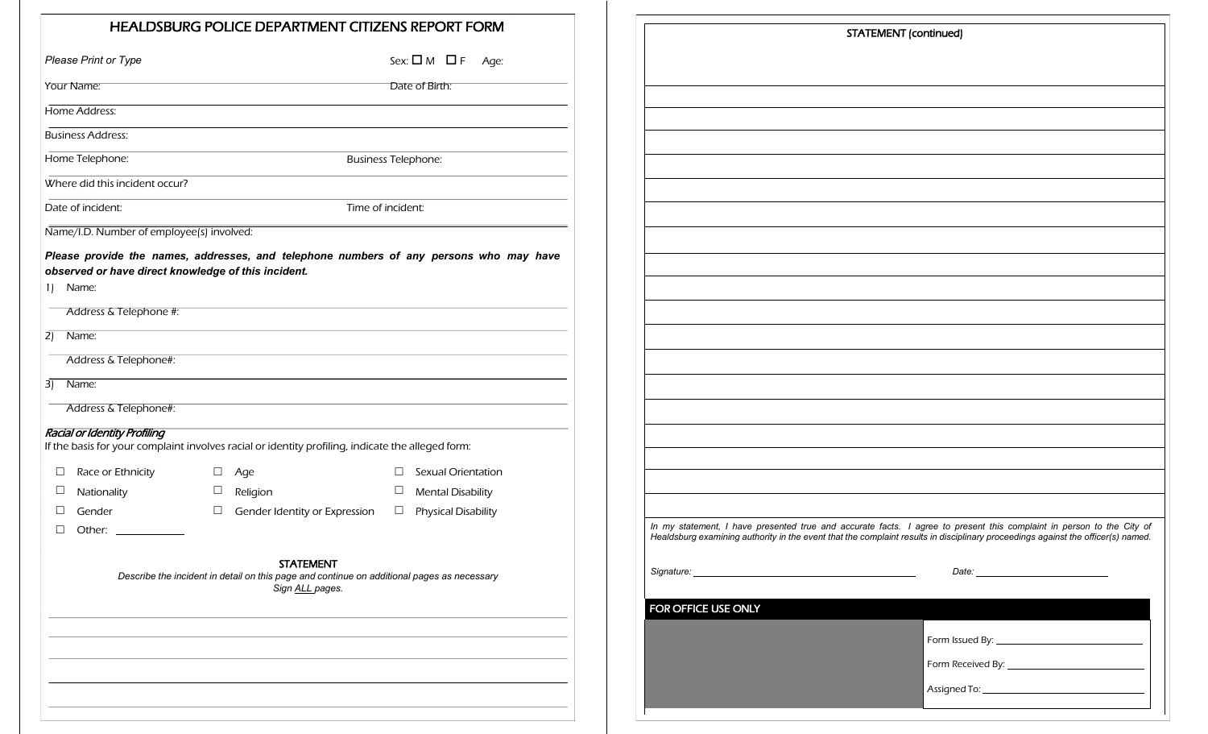# HEALDSBURG POLICE DEPARTMENT CITIZENS REPORT FORM

*Please Print or Type*

Sex: ☐ M ☐ F Age:

Your Name:

Date of Birth:

Home Address:

Business Address:

Home Telephone:

Business Telephone:

Where did this incident occur?

Date of incident:

Time of incident:

Name/I.D. Number of employee(s) involved:

***Please provide the names, addresses, and telephone numbers of any persons who may have observed or have direct knowledge of this incident.***

1) Name:

Address & Telephone #:

2) Name:

Address & Telephone#:

3) Name:

Address & Telephone#:

***Racial or Identity Profiling***

If the basis for your complaint involves racial or identity profiling, indicate the alleged form:

- ☐ Race or Ethnicity
- ☐ Age
- ☐ Sexual Orientation
- ☐ Nationality
- ☐ Religion
- ☐ Mental Disability
- ☐ Gender
- ☐ Gender Identity or Expression
- ☐ Physical Disability
- ☐ Other: ____________

## STATEMENT

*Describe the incident in detail on this page and continue on additional pages as necessary*

*Sign ALL pages.*

## STATEMENT (continued)

*In my statement, I have presented true and accurate facts. I agree to present this complaint in person to the City of Healdsburg examining authority in the event that the complaint results in disciplinary proceedings against the officer(s) named.*

*Signature:* ____________________ *Date:* ____________________

**FOR OFFICE USE ONLY**

Form Issued By: ____________________

Form Received By: ____________________

Assigned To: ____________________